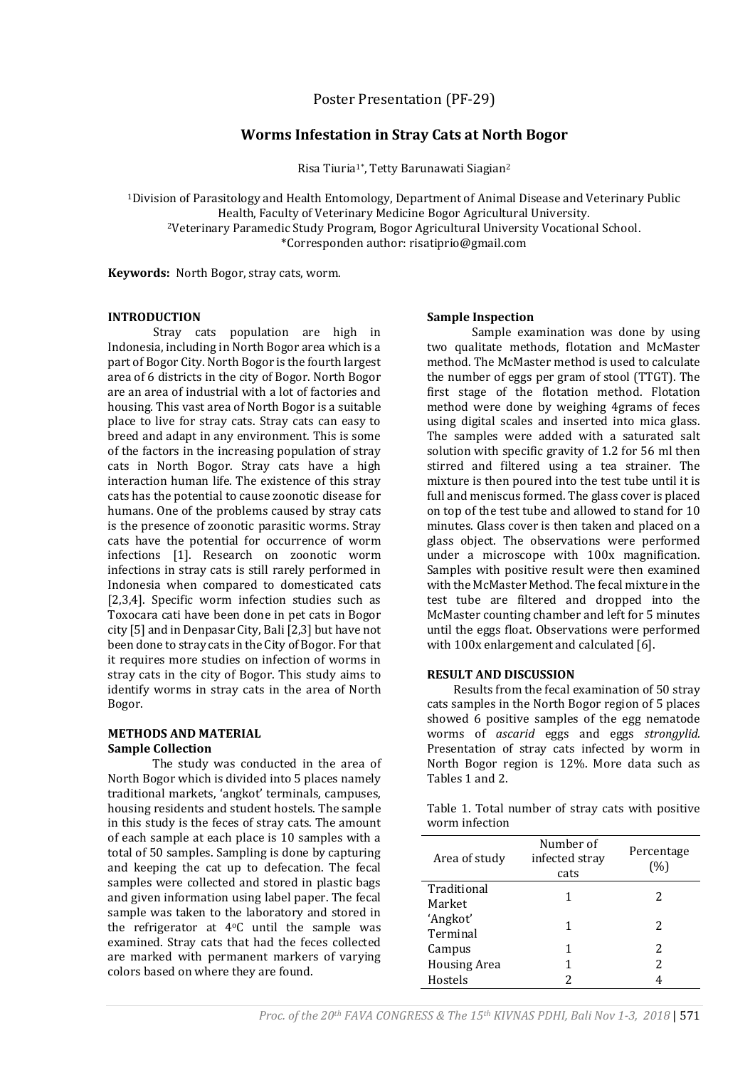Poster Presentation (PF-29)

# Worms Infestation in Stray Cats at North Bogor

Risa Tiuria[1*], Tetty Barunawati Siagian[2]

[1]Division of Parasitology and Health Entomology, Department of Animal Disease and Veterinary Public Health, Faculty of Veterinary Medicine Bogor Agricultural University.
[2]Veterinary Paramedic Study Program, Bogor Agricultural University Vocational School.
*Corresponden author: risatiprio@gmail.com

**Keywords:** North Bogor, stray cats, worm.

## INTRODUCTION

Stray cats population are high in Indonesia, including in North Bogor area which is a part of Bogor City. North Bogor is the fourth largest area of 6 districts in the city of Bogor. North Bogor are an area of industrial with a lot of factories and housing. This vast area of North Bogor is a suitable place to live for stray cats. Stray cats can easy to breed and adapt in any environment. This is some of the factors in the increasing population of stray cats in North Bogor. Stray cats have a high interaction human life. The existence of this stray cats has the potential to cause zoonotic disease for humans. One of the problems caused by stray cats is the presence of zoonotic parasitic worms. Stray cats have the potential for occurrence of worm infections [1]. Research on zoonotic worm infections in stray cats is still rarely performed in Indonesia when compared to domesticated cats [2,3,4]. Specific worm infection studies such as Toxocara cati have been done in pet cats in Bogor city [5] and in Denpasar City, Bali [2,3] but have not been done to stray cats in the City of Bogor. For that it requires more studies on infection of worms in stray cats in the city of Bogor. This study aims to identify worms in stray cats in the area of North Bogor.

## METHODS AND MATERIAL

### Sample Collection

The study was conducted in the area of North Bogor which is divided into 5 places namely traditional markets, 'angkot' terminals, campuses, housing residents and student hostels. The sample in this study is the feces of stray cats. The amount of each sample at each place is 10 samples with a total of 50 samples. Sampling is done by capturing and keeping the cat up to defecation. The fecal samples were collected and stored in plastic bags and given information using label paper. The fecal sample was taken to the laboratory and stored in the refrigerator at 4°C until the sample was examined. Stray cats that had the feces collected are marked with permanent markers of varying colors based on where they are found.

### Sample Inspection

Sample examination was done by using two qualitate methods, flotation and McMaster method. The McMaster method is used to calculate the number of eggs per gram of stool (TTGT). The first stage of the flotation method. Flotation method were done by weighing 4grams of feces using digital scales and inserted into mica glass. The samples were added with a saturated salt solution with specific gravity of 1.2 for 56 ml then stirred and filtered using a tea strainer. The mixture is then poured into the test tube until it is full and meniscus formed. The glass cover is placed on top of the test tube and allowed to stand for 10 minutes. Glass cover is then taken and placed on a glass object. The observations were performed under a microscope with 100x magnification. Samples with positive result were then examined with the McMaster Method. The fecal mixture in the test tube are filtered and dropped into the McMaster counting chamber and left for 5 minutes until the eggs float. Observations were performed with 100x enlargement and calculated [6].

## RESULT AND DISCUSSION

Results from the fecal examination of 50 stray cats samples in the North Bogor region of 5 places showed 6 positive samples of the egg nematode worms of *ascarid* eggs and eggs *strongylid.* Presentation of stray cats infected by worm in North Bogor region is 12%. More data such as Tables 1 and 2.

Table 1. Total number of stray cats with positive worm infection

| Area of study | Number of infected stray cats | Percentage (%) |
|---|---|---|
| Traditional Market | 1 | 2 |
| 'Angkot' Terminal | 1 | 2 |
| Campus | 1 | 2 |
| Housing Area | 1 | 2 |
| Hostels | 2 | 4 |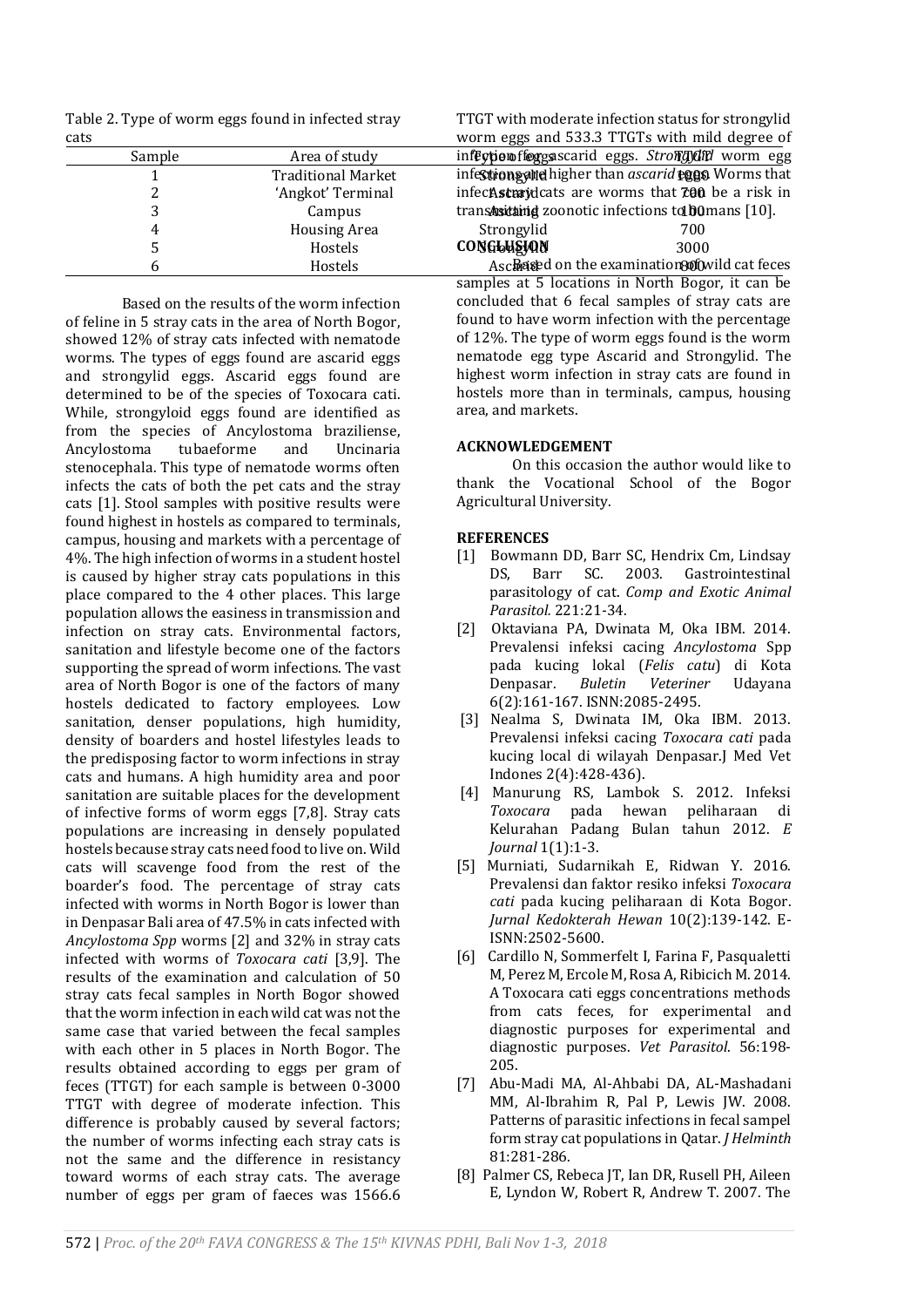Table 2. Type of worm eggs found in infected stray cats

| Sample | Area of study | Type of eggs | TTGT |
|---|---|---|---|
| 1 | Traditional Market | Strongylid | 1000 |
| 2 | 'Angkot' Terminal | Ascarid | 700 |
| 3 | Campus | Ascarid | 100 |
| 4 | Housing Area | Strongylid | 700 |
| 5 | Hostels | Strongylid | 3000 |
| 6 | Hostels | Ascarid | 800 |

Based on the results of the worm infection of feline in 5 stray cats in the area of North Bogor, showed 12% of stray cats infected with nematode worms. The types of eggs found are ascarid eggs and strongylid eggs. Ascarid eggs found are determined to be of the species of Toxocara cati. While, strongyloid eggs found are identified as from the species of Ancylostoma braziliense, Ancylostoma tubaeforme and Uncinaria stenocephala. This type of nematode worms often infects the cats of both the pet cats and the stray cats [1]. Stool samples with positive results were found highest in hostels as compared to terminals, campus, housing and markets with a percentage of 4%. The high infection of worms in a student hostel is caused by higher stray cats populations in this place compared to the 4 other places. This large population allows the easiness in transmission and infection on stray cats. Environmental factors, sanitation and lifestyle become one of the factors supporting the spread of worm infections. The vast area of North Bogor is one of the factors of many hostels dedicated to factory employees. Low sanitation, denser populations, high humidity, density of boarders and hostel lifestyles leads to the predisposing factor to worm infections in stray cats and humans. A high humidity area and poor sanitation are suitable places for the development of infective forms of worm eggs [7,8]. Stray cats populations are increasing in densely populated hostels because stray cats need food to live on. Wild cats will scavenge food from the rest of the boarder's food. The percentage of stray cats infected with worms in North Bogor is lower than in Denpasar Bali area of 47.5% in cats infected with *Ancylostoma Spp* worms [2] and 32% in stray cats infected with worms of *Toxocara cati* [3,9]. The results of the examination and calculation of 50 stray cats fecal samples in North Bogor showed that the worm infection in each wild cat was not the same case that varied between the fecal samples with each other in 5 places in North Bogor. The results obtained according to eggs per gram of feces (TTGT) for each sample is between 0-3000 TTGT with degree of moderate infection. This difference is probably caused by several factors; the number of worms infecting each stray cats is not the same and the difference in resistancy toward worms of each stray cats. The average number of eggs per gram of faeces was 1566.6 TTGT with moderate infection status for strongylid worm eggs and 533.3 TTGTs with mild degree of infection for ascarid eggs. *Strongylid* worm egg infection are higher than *ascarid* eggs. Worms that infect stray cats are worms that can be a risk in transmitting zoonotic infections to humans [10].

## CONCLUSION

Based on the examination of wild cat feces samples at 5 locations in North Bogor, it can be concluded that 6 fecal samples of stray cats are found to have worm infection with the percentage of 12%. The type of worm eggs found is the worm nematode egg type Ascarid and Strongylid. The highest worm infection in stray cats are found in hostels more than in terminals, campus, housing area, and markets.

## ACKNOWLEDGEMENT

On this occasion the author would like to thank the Vocational School of the Bogor Agricultural University.

## REFERENCES

[1] Bowmann DD, Barr SC, Hendrix Cm, Lindsay DS, Barr SC. 2003. Gastrointestinal parasitology of cat. *Comp and Exotic Animal Parasitol.* 221:21-34.

[2] Oktaviana PA, Dwinata M, Oka IBM. 2014. Prevalensi infeksi cacing *Ancylostoma* Spp pada kucing lokal (*Felis catu*) di Kota Denpasar. *Buletin Veteriner* Udayana 6(2):161-167. ISSN:2085-2495.

[3] Nealma S, Dwinata IM, Oka IBM. 2013. Prevalensi infeksi cacing *Toxocara cati* pada kucing local di wilayah Denpasar.J Med Vet Indones 2(4):428-436).

[4] Manurung RS, Lambok S. 2012. Infeksi *Toxocara* pada hewan peliharaan di Kelurahan Padang Bulan tahun 2012. *E Journal* 1(1):1-3.

[5] Murniati, Sudarnikah E, Ridwan Y. 2016. Prevalensi dan faktor resiko infeksi *Toxocara cati* pada kucing peliharaan di Kota Bogor. *Jurnal Kedokterah Hewan* 10(2):139-142. E-ISSN:2502-5600.

[6] Cardillo N, Sommerfelt I, Farina F, Pasqualetti M, Perez M, Ercole M, Rosa A, Ribicich M. 2014. A Toxocara cati eggs concentrations methods from cats feces, for experimental and diagnostic purposes for experimental and diagnostic purposes. *Vet Parasitol*. 56:198-205.

[7] Abu-Madi MA, Al-Ahbabi DA, AL-Mashadani MM, Al-Ibrahim R, Pal P, Lewis JW. 2008. Patterns of parasitic infections in fecal sampel form stray cat populations in Qatar. *J Helminth* 81:281-286.

[8] Palmer CS, Rebeca JT, Ian DR, Rusell PH, Aileen E, Lyndon W, Robert R, Andrew T. 2007. The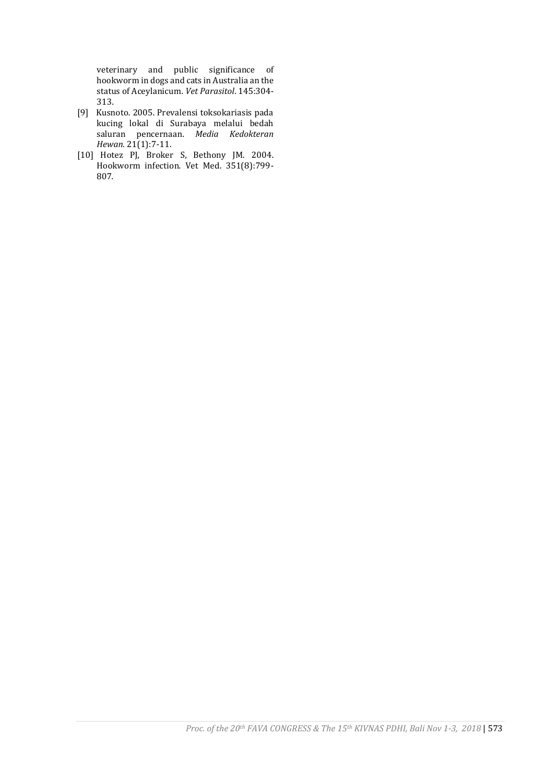veterinary and public significance of hookworm in dogs and cats in Australia an the status of Aceylanicum. *Vet Parasitol*. 145:304-313.

[9] Kusnoto. 2005. Prevalensi toksokariasis pada kucing lokal di Surabaya melalui bedah saluran pencernaan. *Media Kedokteran Hewan*. 21(1):7-11.

[10] Hotez PJ, Broker S, Bethony JM. 2004. Hookworm infection. Vet Med. 351(8):799-807.